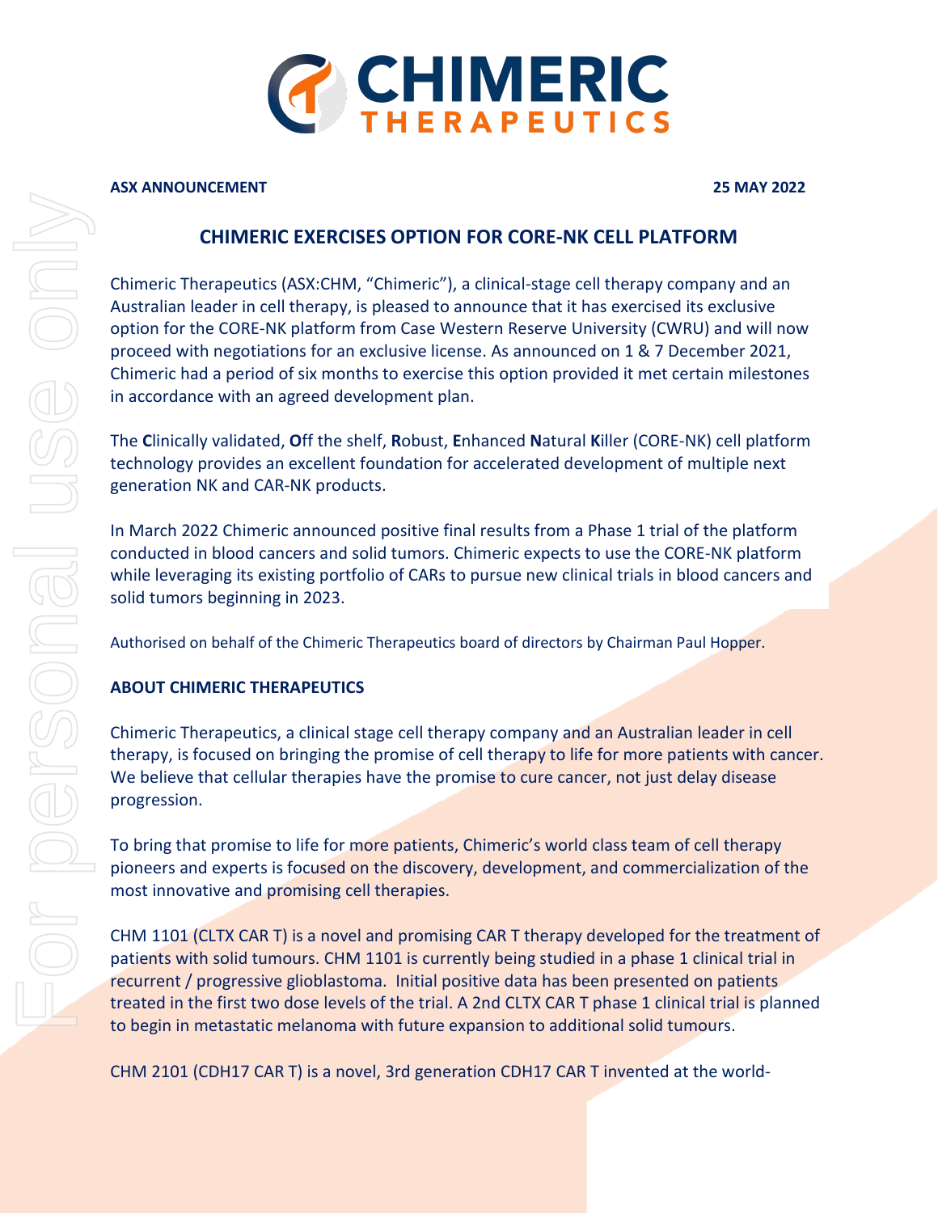**ASX ANNOUNCEMENT** **25 MAY 2022**

## CHIMERIC EXERCISES OPTION FOR CORE-NK CELL PLATFORM

Chimeric Therapeutics (ASX:CHM, "Chimeric"), a clinical-stage cell therapy company and an Australian leader in cell therapy, is pleased to announce that it has exercised its exclusive option for the CORE-NK platform from Case Western Reserve University (CWRU) and will now proceed with negotiations for an exclusive license. As announced on 1 & 7 December 2021, Chimeric had a period of six months to exercise this option provided it met certain milestones in accordance with an agreed development plan.

The **C**linically validated, **O**ff the shelf, **R**obust, **E**nhanced **N**atural **K**iller (CORE-NK) cell platform technology provides an excellent foundation for accelerated development of multiple next generation NK and CAR-NK products.

In March 2022 Chimeric announced positive final results from a Phase 1 trial of the platform conducted in blood cancers and solid tumors. Chimeric expects to use the CORE-NK platform while leveraging its existing portfolio of CARs to pursue new clinical trials in blood cancers and solid tumors beginning in 2023.

Authorised on behalf of the Chimeric Therapeutics board of directors by Chairman Paul Hopper.

### ABOUT CHIMERIC THERAPEUTICS

Chimeric Therapeutics, a clinical stage cell therapy company and an Australian leader in cell therapy, is focused on bringing the promise of cell therapy to life for more patients with cancer. We believe that cellular therapies have the promise to cure cancer, not just delay disease progression.

To bring that promise to life for more patients, Chimeric's world class team of cell therapy pioneers and experts is focused on the discovery, development, and commercialization of the most innovative and promising cell therapies.

CHM 1101 (CLTX CAR T) is a novel and promising CAR T therapy developed for the treatment of patients with solid tumours. CHM 1101 is currently being studied in a phase 1 clinical trial in recurrent / progressive glioblastoma. Initial positive data has been presented on patients treated in the first two dose levels of the trial. A 2nd CLTX CAR T phase 1 clinical trial is planned to begin in metastatic melanoma with future expansion to additional solid tumours.

CHM 2101 (CDH17 CAR T) is a novel, 3rd generation CDH17 CAR T invented at the world-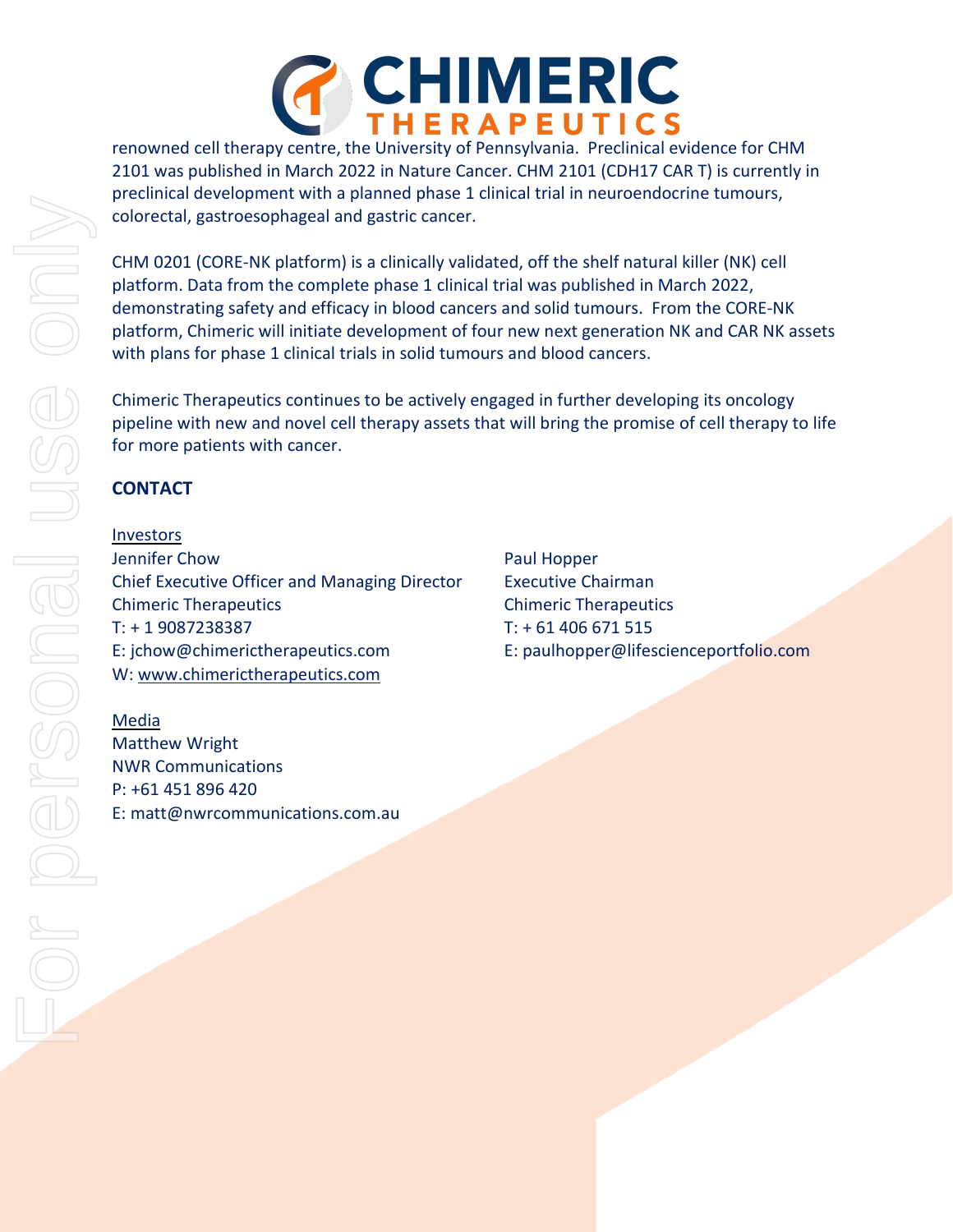renowned cell therapy centre, the University of Pennsylvania. Preclinical evidence for CHM 2101 was published in March 2022 in Nature Cancer. CHM 2101 (CDH17 CAR T) is currently in preclinical development with a planned phase 1 clinical trial in neuroendocrine tumours, colorectal, gastroesophageal and gastric cancer.

CHM 0201 (CORE-NK platform) is a clinically validated, off the shelf natural killer (NK) cell platform. Data from the complete phase 1 clinical trial was published in March 2022, demonstrating safety and efficacy in blood cancers and solid tumours. From the CORE-NK platform, Chimeric will initiate development of four new next generation NK and CAR NK assets with plans for phase 1 clinical trials in solid tumours and blood cancers.

Chimeric Therapeutics continues to be actively engaged in further developing its oncology pipeline with new and novel cell therapy assets that will bring the promise of cell therapy to life for more patients with cancer.

**CONTACT**

Investors

Jennifer Chow
Chief Executive Officer and Managing Director
Chimeric Therapeutics
T: + 1 9087238387
E: jchow@chimerictherapeutics.com
W: www.chimerictherapeutics.com

Paul Hopper
Executive Chairman
Chimeric Therapeutics
T: + 61 406 671 515
E: paulhopper@lifescienceportfolio.com

Media

Matthew Wright
NWR Communications
P: +61 451 896 420
E: matt@nwrcommunications.com.au